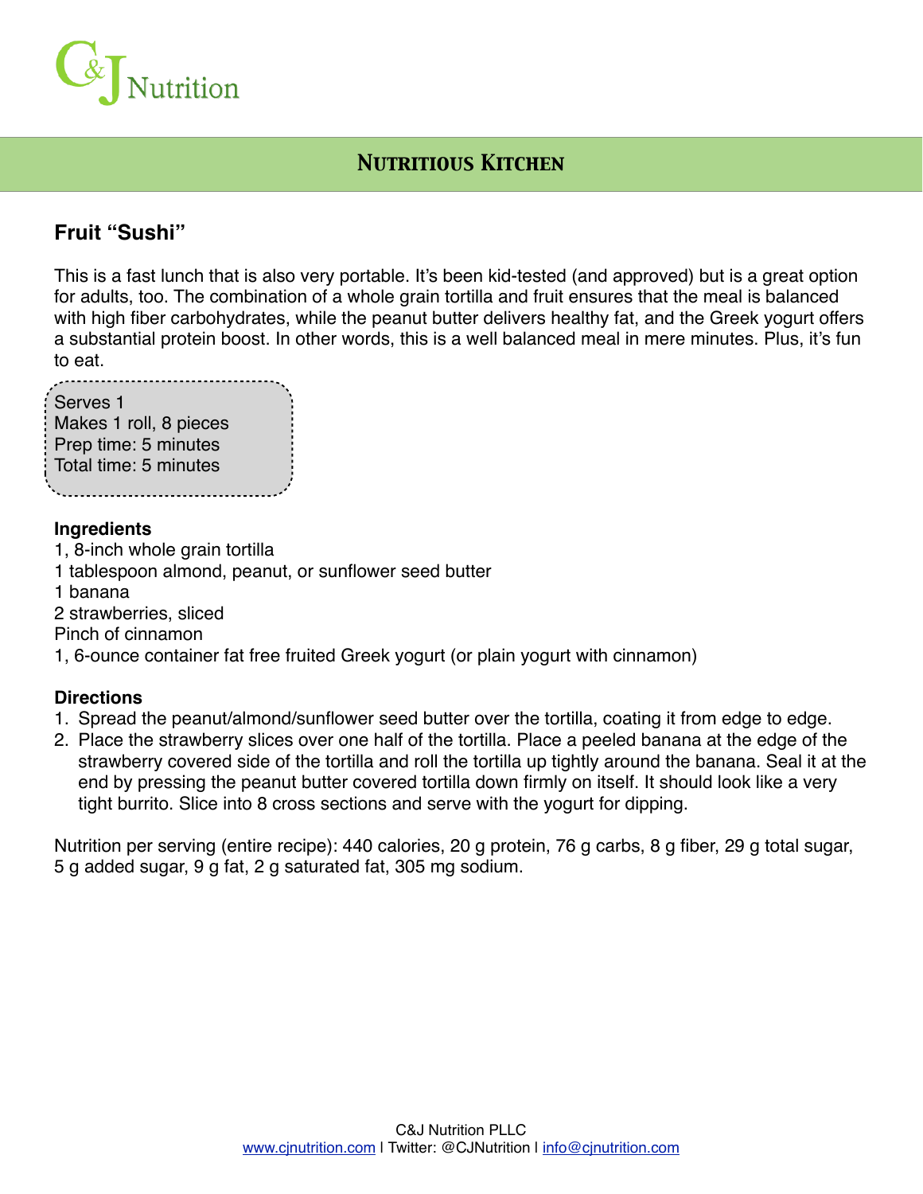C&J Nutrition

## Nutritious Kitchen

### Fruit "Sushi"

This is a fast lunch that is also very portable. It's been kid-tested (and approved) but is a great option for adults, too. The combination of a whole grain tortilla and fruit ensures that the meal is balanced with high fiber carbohydrates, while the peanut butter delivers healthy fat, and the Greek yogurt offers a substantial protein boost. In other words, this is a well balanced meal in mere minutes. Plus, it's fun to eat.

Serves 1
Makes 1 roll, 8 pieces
Prep time: 5 minutes
Total time: 5 minutes

**Ingredients**

1, 8-inch whole grain tortilla
1 tablespoon almond, peanut, or sunflower seed butter
1 banana
2 strawberries, sliced
Pinch of cinnamon
1, 6-ounce container fat free fruited Greek yogurt (or plain yogurt with cinnamon)

**Directions**

1. Spread the peanut/almond/sunflower seed butter over the tortilla, coating it from edge to edge.
2. Place the strawberry slices over one half of the tortilla. Place a peeled banana at the edge of the strawberry covered side of the tortilla and roll the tortilla up tightly around the banana. Seal it at the end by pressing the peanut butter covered tortilla down firmly on itself. It should look like a very tight burrito. Slice into 8 cross sections and serve with the yogurt for dipping.

Nutrition per serving (entire recipe): 440 calories, 20 g protein, 76 g carbs, 8 g fiber, 29 g total sugar, 5 g added sugar, 9 g fat, 2 g saturated fat, 305 mg sodium.

C&J Nutrition PLLC
www.cjnutrition.com | Twitter: @CJNutrition | info@cjnutrition.com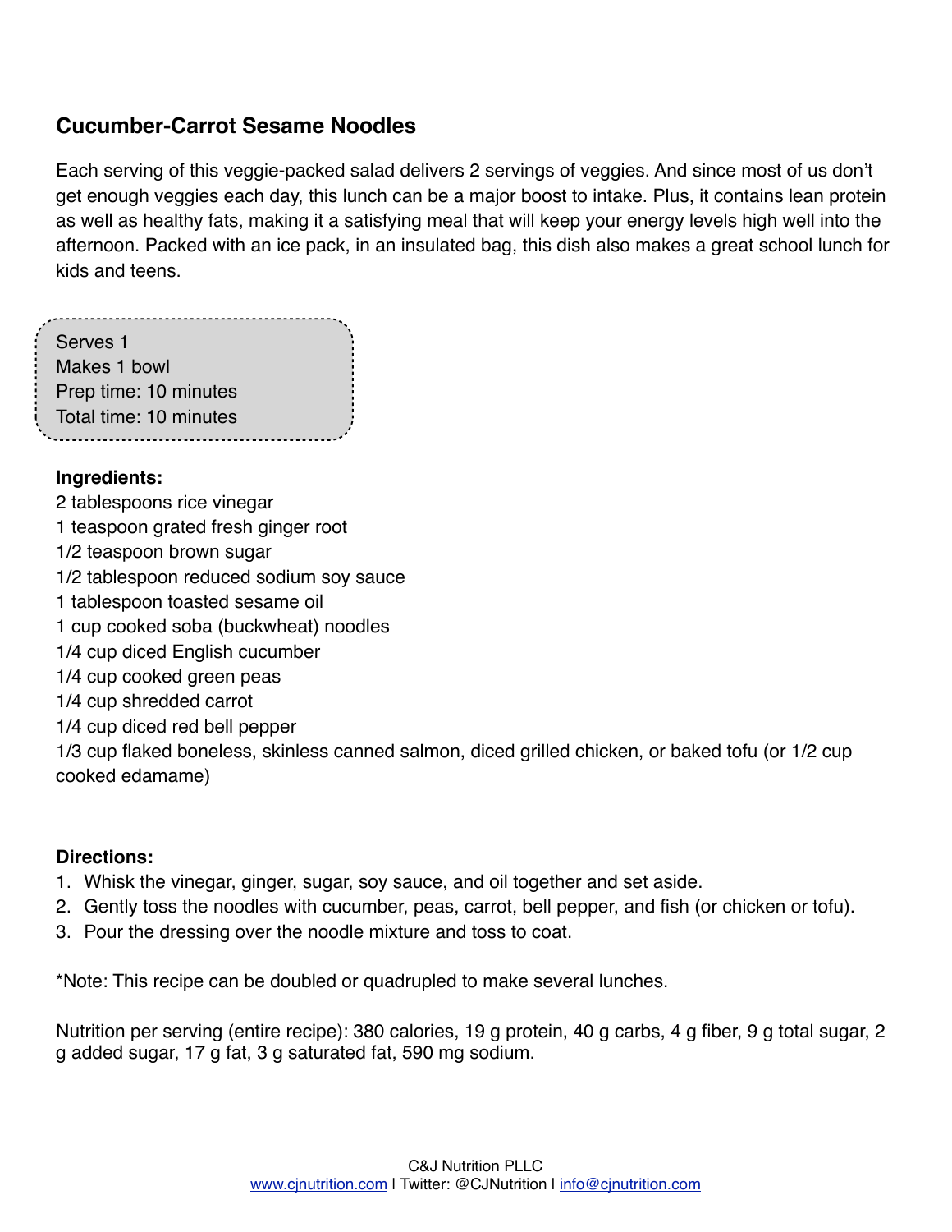## Cucumber-Carrot Sesame Noodles

Each serving of this veggie-packed salad delivers 2 servings of veggies. And since most of us don't get enough veggies each day, this lunch can be a major boost to intake. Plus, it contains lean protein as well as healthy fats, making it a satisfying meal that will keep your energy levels high well into the afternoon. Packed with an ice pack, in an insulated bag, this dish also makes a great school lunch for kids and teens.

Serves 1
Makes 1 bowl
Prep time: 10 minutes
Total time: 10 minutes

**Ingredients:**

2 tablespoons rice vinegar
1 teaspoon grated fresh ginger root
1/2 teaspoon brown sugar
1/2 tablespoon reduced sodium soy sauce
1 tablespoon toasted sesame oil
1 cup cooked soba (buckwheat) noodles
1/4 cup diced English cucumber
1/4 cup cooked green peas
1/4 cup shredded carrot
1/4 cup diced red bell pepper
1/3 cup flaked boneless, skinless canned salmon, diced grilled chicken, or baked tofu (or 1/2 cup cooked edamame)

**Directions:**

1. Whisk the vinegar, ginger, sugar, soy sauce, and oil together and set aside.
2. Gently toss the noodles with cucumber, peas, carrot, bell pepper, and fish (or chicken or tofu).
3. Pour the dressing over the noodle mixture and toss to coat.

*Note: This recipe can be doubled or quadrupled to make several lunches.

Nutrition per serving (entire recipe): 380 calories, 19 g protein, 40 g carbs, 4 g fiber, 9 g total sugar, 2 g added sugar, 17 g fat, 3 g saturated fat, 590 mg sodium.

C&J Nutrition PLLC
www.cjnutrition.com | Twitter: @CJNutrition | info@cjnutrition.com